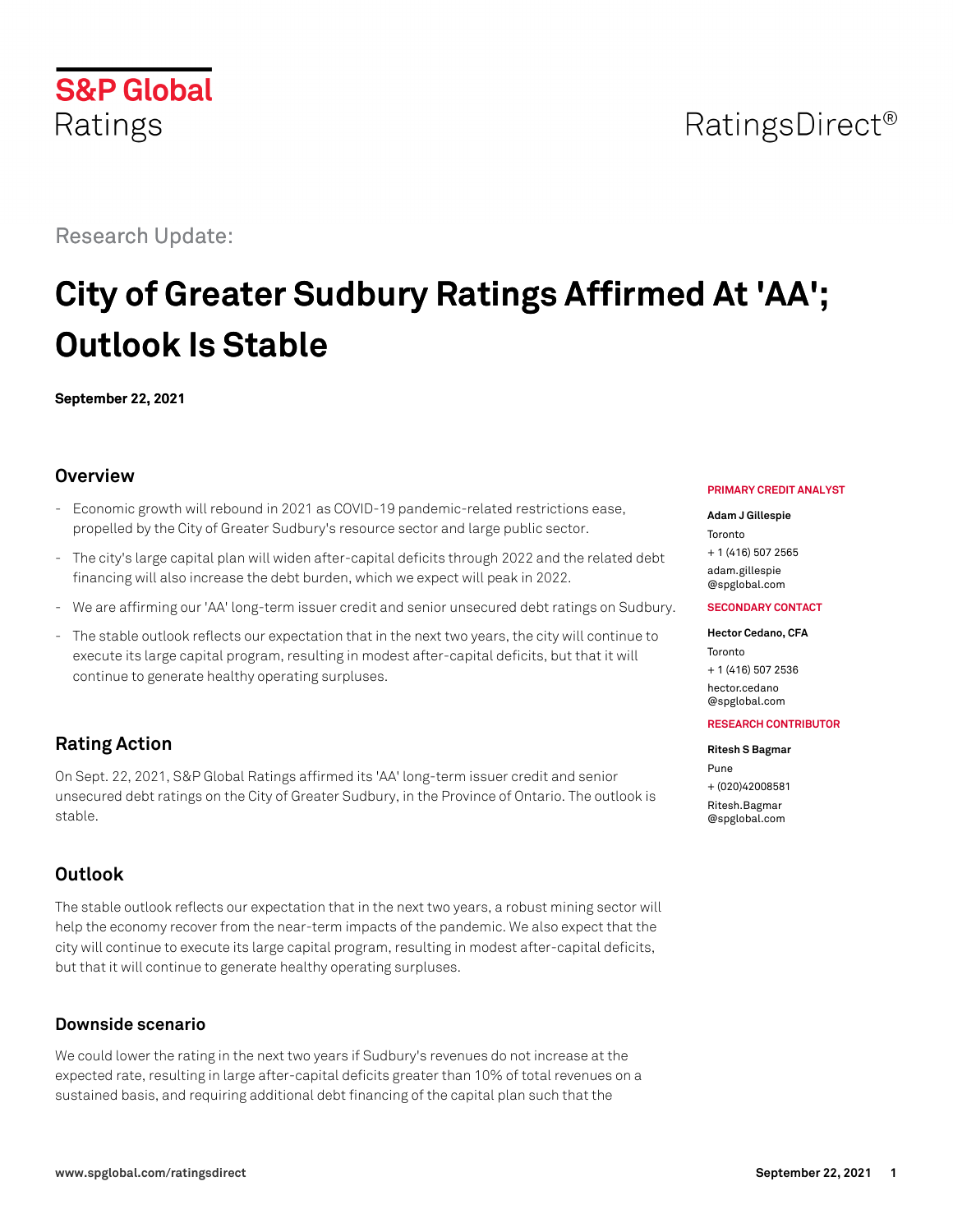S&P Global Ratings

RatingsDirect®

Research Update:

# City of Greater Sudbury Ratings Affirmed At 'AA'; Outlook Is Stable

**September 22, 2021**

**PRIMARY CREDIT ANALYST**

**Adam J Gillespie**
Toronto
+ 1 (416) 507 2565
adam.gillespie@spglobal.com

**SECONDARY CONTACT**

**Hector Cedano, CFA**
Toronto
+ 1 (416) 507 2536
hector.cedano@spglobal.com

**RESEARCH CONTRIBUTOR**

**Ritesh S Bagmar**
Pune
+ (020)42008581
Ritesh.Bagmar@spglobal.com

## Overview

- Economic growth will rebound in 2021 as COVID-19 pandemic-related restrictions ease, propelled by the City of Greater Sudbury's resource sector and large public sector.
- The city's large capital plan will widen after-capital deficits through 2022 and the related debt financing will also increase the debt burden, which we expect will peak in 2022.
- We are affirming our 'AA' long-term issuer credit and senior unsecured debt ratings on Sudbury.
- The stable outlook reflects our expectation that in the next two years, the city will continue to execute its large capital program, resulting in modest after-capital deficits, but that it will continue to generate healthy operating surpluses.

## Rating Action

On Sept. 22, 2021, S&P Global Ratings affirmed its 'AA' long-term issuer credit and senior unsecured debt ratings on the City of Greater Sudbury, in the Province of Ontario. The outlook is stable.

## Outlook

The stable outlook reflects our expectation that in the next two years, a robust mining sector will help the economy recover from the near-term impacts of the pandemic. We also expect that the city will continue to execute its large capital program, resulting in modest after-capital deficits, but that it will continue to generate healthy operating surpluses.

### Downside scenario

We could lower the rating in the next two years if Sudbury's revenues do not increase at the expected rate, resulting in large after-capital deficits greater than 10% of total revenues on a sustained basis, and requiring additional debt financing of the capital plan such that the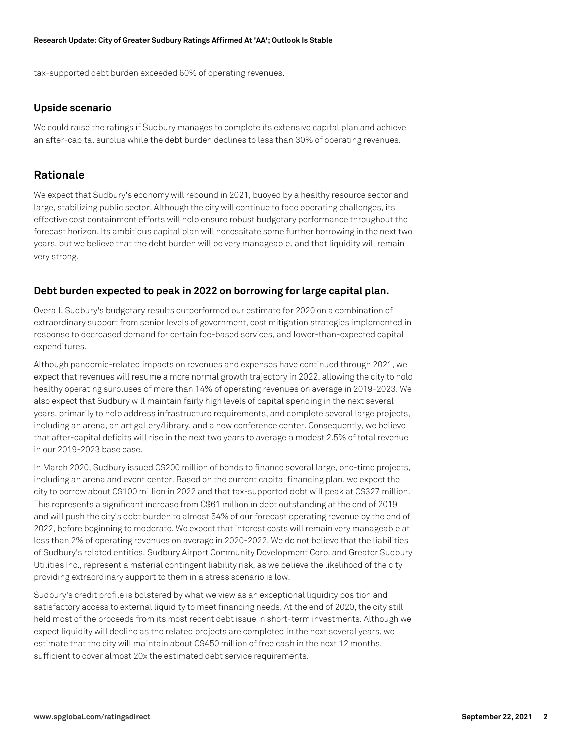tax-supported debt burden exceeded 60% of operating revenues.

### Upside scenario

We could raise the ratings if Sudbury manages to complete its extensive capital plan and achieve an after-capital surplus while the debt burden declines to less than 30% of operating revenues.

## Rationale

We expect that Sudbury's economy will rebound in 2021, buoyed by a healthy resource sector and large, stabilizing public sector. Although the city will continue to face operating challenges, its effective cost containment efforts will help ensure robust budgetary performance throughout the forecast horizon. Its ambitious capital plan will necessitate some further borrowing in the next two years, but we believe that the debt burden will be very manageable, and that liquidity will remain very strong.

### Debt burden expected to peak in 2022 on borrowing for large capital plan.

Overall, Sudbury's budgetary results outperformed our estimate for 2020 on a combination of extraordinary support from senior levels of government, cost mitigation strategies implemented in response to decreased demand for certain fee-based services, and lower-than-expected capital expenditures.

Although pandemic-related impacts on revenues and expenses have continued through 2021, we expect that revenues will resume a more normal growth trajectory in 2022, allowing the city to hold healthy operating surpluses of more than 14% of operating revenues on average in 2019-2023. We also expect that Sudbury will maintain fairly high levels of capital spending in the next several years, primarily to help address infrastructure requirements, and complete several large projects, including an arena, an art gallery/library, and a new conference center. Consequently, we believe that after-capital deficits will rise in the next two years to average a modest 2.5% of total revenue in our 2019-2023 base case.

In March 2020, Sudbury issued C$200 million of bonds to finance several large, one-time projects, including an arena and event center. Based on the current capital financing plan, we expect the city to borrow about C$100 million in 2022 and that tax-supported debt will peak at C$327 million. This represents a significant increase from C$61 million in debt outstanding at the end of 2019 and will push the city's debt burden to almost 54% of our forecast operating revenue by the end of 2022, before beginning to moderate. We expect that interest costs will remain very manageable at less than 2% of operating revenues on average in 2020-2022. We do not believe that the liabilities of Sudbury's related entities, Sudbury Airport Community Development Corp. and Greater Sudbury Utilities Inc., represent a material contingent liability risk, as we believe the likelihood of the city providing extraordinary support to them in a stress scenario is low.

Sudbury's credit profile is bolstered by what we view as an exceptional liquidity position and satisfactory access to external liquidity to meet financing needs. At the end of 2020, the city still held most of the proceeds from its most recent debt issue in short-term investments. Although we expect liquidity will decline as the related projects are completed in the next several years, we estimate that the city will maintain about C$450 million of free cash in the next 12 months, sufficient to cover almost 20x the estimated debt service requirements.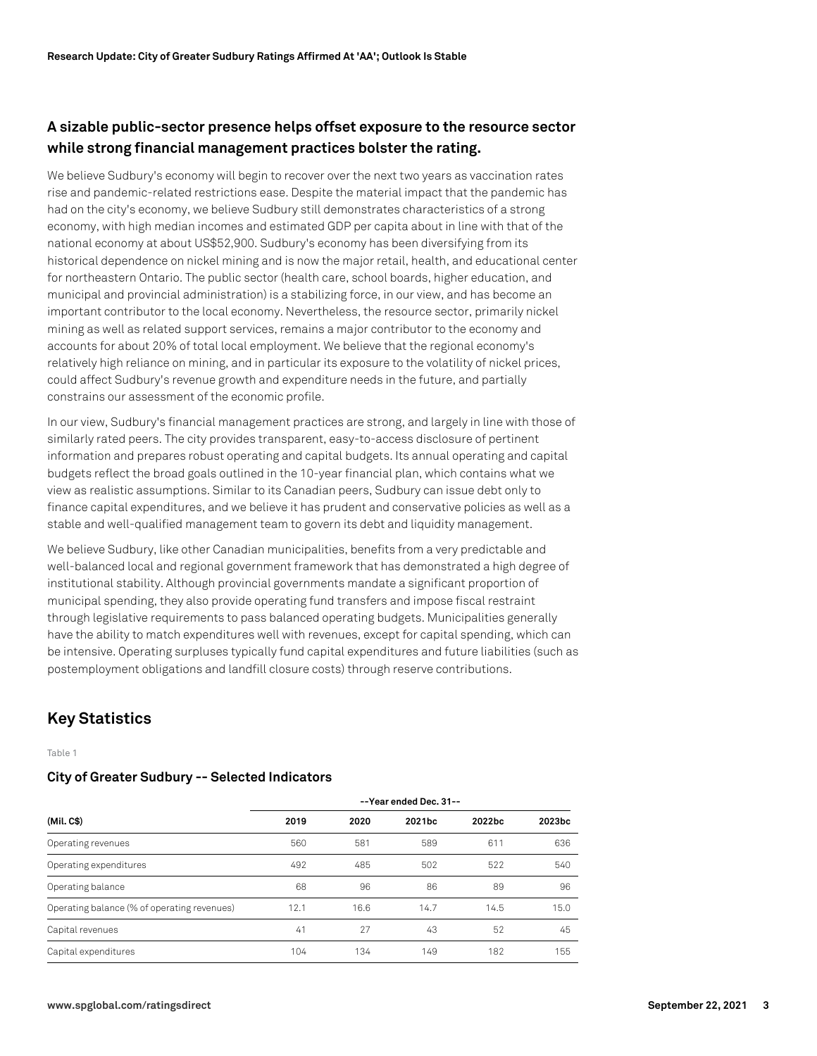## A sizable public-sector presence helps offset exposure to the resource sector while strong financial management practices bolster the rating.

We believe Sudbury's economy will begin to recover over the next two years as vaccination rates rise and pandemic-related restrictions ease. Despite the material impact that the pandemic has had on the city's economy, we believe Sudbury still demonstrates characteristics of a strong economy, with high median incomes and estimated GDP per capita about in line with that of the national economy at about US$52,900. Sudbury's economy has been diversifying from its historical dependence on nickel mining and is now the major retail, health, and educational center for northeastern Ontario. The public sector (health care, school boards, higher education, and municipal and provincial administration) is a stabilizing force, in our view, and has become an important contributor to the local economy. Nevertheless, the resource sector, primarily nickel mining as well as related support services, remains a major contributor to the economy and accounts for about 20% of total local employment. We believe that the regional economy's relatively high reliance on mining, and in particular its exposure to the volatility of nickel prices, could affect Sudbury's revenue growth and expenditure needs in the future, and partially constrains our assessment of the economic profile.

In our view, Sudbury's financial management practices are strong, and largely in line with those of similarly rated peers. The city provides transparent, easy-to-access disclosure of pertinent information and prepares robust operating and capital budgets. Its annual operating and capital budgets reflect the broad goals outlined in the 10-year financial plan, which contains what we view as realistic assumptions. Similar to its Canadian peers, Sudbury can issue debt only to finance capital expenditures, and we believe it has prudent and conservative policies as well as a stable and well-qualified management team to govern its debt and liquidity management.

We believe Sudbury, like other Canadian municipalities, benefits from a very predictable and well-balanced local and regional government framework that has demonstrated a high degree of institutional stability. Although provincial governments mandate a significant proportion of municipal spending, they also provide operating fund transfers and impose fiscal restraint through legislative requirements to pass balanced operating budgets. Municipalities generally have the ability to match expenditures well with revenues, except for capital spending, which can be intensive. Operating surpluses typically fund capital expenditures and future liabilities (such as postemployment obligations and landfill closure costs) through reserve contributions.

## Key Statistics

Table 1

### City of Greater Sudbury -- Selected Indicators

| | --Year ended Dec. 31-- | | | | |
|---|---|---|---|---|---|
| (Mil. C$) | 2019 | 2020 | 2021bc | 2022bc | 2023bc |
| Operating revenues | 560 | 581 | 589 | 611 | 636 |
| Operating expenditures | 492 | 485 | 502 | 522 | 540 |
| Operating balance | 68 | 96 | 86 | 89 | 96 |
| Operating balance (% of operating revenues) | 12.1 | 16.6 | 14.7 | 14.5 | 15.0 |
| Capital revenues | 41 | 27 | 43 | 52 | 45 |
| Capital expenditures | 104 | 134 | 149 | 182 | 155 |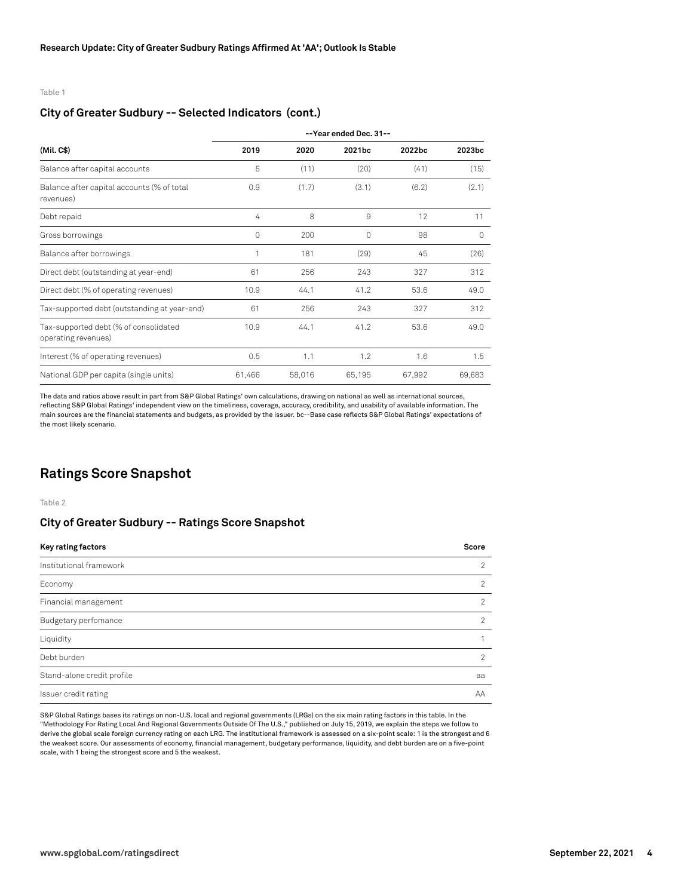Table 1

### City of Greater Sudbury -- Selected Indicators (cont.)

| | --Year ended Dec. 31-- | | | | |
|---|---|---|---|---|---|
| (Mil. C$) | 2019 | 2020 | 2021bc | 2022bc | 2023bc |
| Balance after capital accounts | 5 | (11) | (20) | (41) | (15) |
| Balance after capital accounts (% of total revenues) | 0.9 | (1.7) | (3.1) | (6.2) | (2.1) |
| Debt repaid | 4 | 8 | 9 | 12 | 11 |
| Gross borrowings | 0 | 200 | 0 | 98 | 0 |
| Balance after borrowings | 1 | 181 | (29) | 45 | (26) |
| Direct debt (outstanding at year-end) | 61 | 256 | 243 | 327 | 312 |
| Direct debt (% of operating revenues) | 10.9 | 44.1 | 41.2 | 53.6 | 49.0 |
| Tax-supported debt (outstanding at year-end) | 61 | 256 | 243 | 327 | 312 |
| Tax-supported debt (% of consolidated operating revenues) | 10.9 | 44.1 | 41.2 | 53.6 | 49.0 |
| Interest (% of operating revenues) | 0.5 | 1.1 | 1.2 | 1.6 | 1.5 |
| National GDP per capita (single units) | 61,466 | 58,016 | 65,195 | 67,992 | 69,683 |

The data and ratios above result in part from S&P Global Ratings' own calculations, drawing on national as well as international sources, reflecting S&P Global Ratings' independent view on the timeliness, coverage, accuracy, credibility, and usability of available information. The main sources are the financial statements and budgets, as provided by the issuer. bc--Base case reflects S&P Global Ratings' expectations of the most likely scenario.

## Ratings Score Snapshot

Table 2

### City of Greater Sudbury -- Ratings Score Snapshot

| Key rating factors | Score |
|---|---|
| Institutional framework | 2 |
| Economy | 2 |
| Financial management | 2 |
| Budgetary perfomance | 2 |
| Liquidity | 1 |
| Debt burden | 2 |
| Stand-alone credit profile | aa |
| Issuer credit rating | AA |

S&P Global Ratings bases its ratings on non-U.S. local and regional governments (LRGs) on the six main rating factors in this table. In the "Methodology For Rating Local And Regional Governments Outside Of The U.S.," published on July 15, 2019, we explain the steps we follow to derive the global scale foreign currency rating on each LRG. The institutional framework is assessed on a six-point scale: 1 is the strongest and 6 the weakest score. Our assessments of economy, financial management, budgetary performance, liquidity, and debt burden are on a five-point scale, with 1 being the strongest score and 5 the weakest.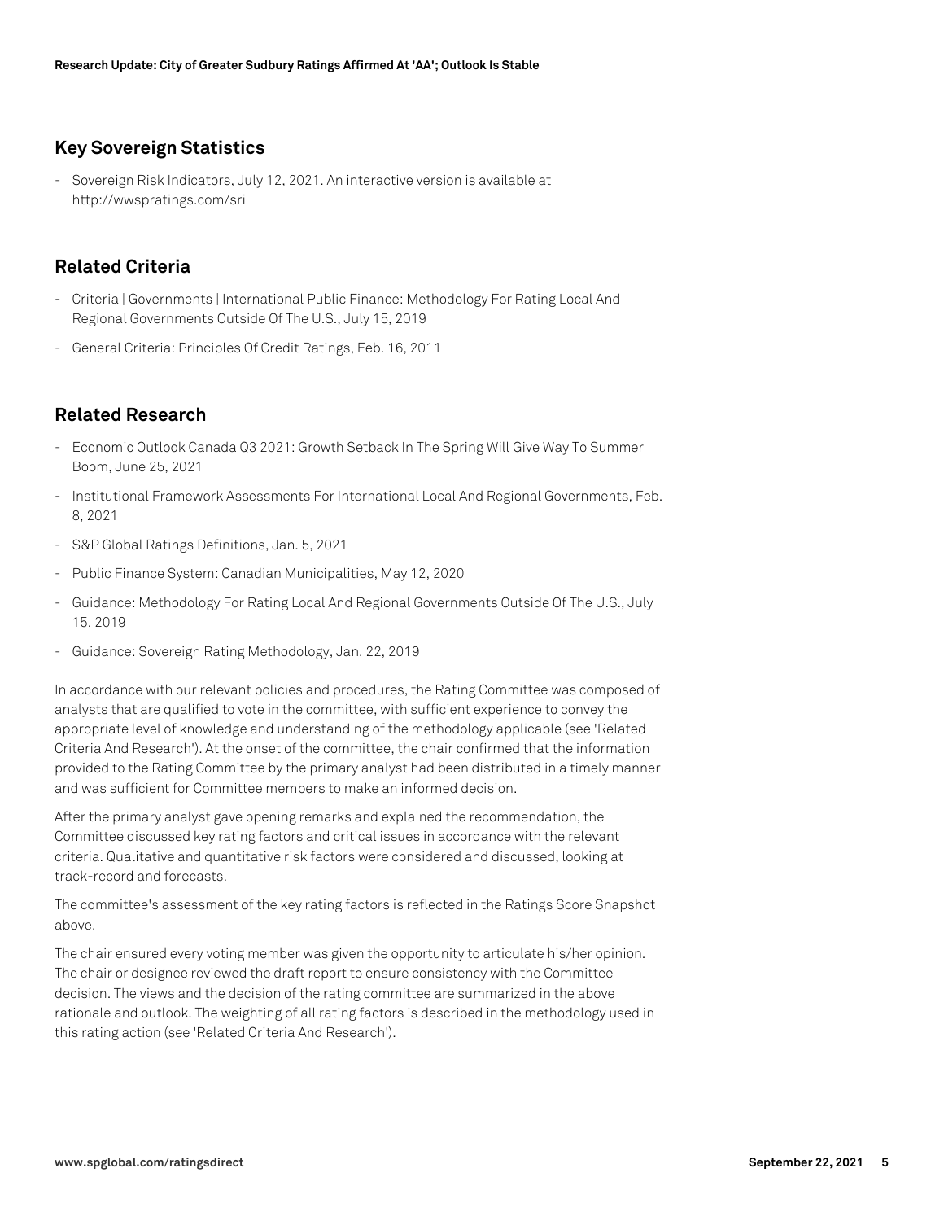## Key Sovereign Statistics

- Sovereign Risk Indicators, July 12, 2021. An interactive version is available at http://wwspratings.com/sri

## Related Criteria

- Criteria | Governments | International Public Finance: Methodology For Rating Local And Regional Governments Outside Of The U.S., July 15, 2019
- General Criteria: Principles Of Credit Ratings, Feb. 16, 2011

## Related Research

- Economic Outlook Canada Q3 2021: Growth Setback In The Spring Will Give Way To Summer Boom, June 25, 2021
- Institutional Framework Assessments For International Local And Regional Governments, Feb. 8, 2021
- S&P Global Ratings Definitions, Jan. 5, 2021
- Public Finance System: Canadian Municipalities, May 12, 2020
- Guidance: Methodology For Rating Local And Regional Governments Outside Of The U.S., July 15, 2019
- Guidance: Sovereign Rating Methodology, Jan. 22, 2019

In accordance with our relevant policies and procedures, the Rating Committee was composed of analysts that are qualified to vote in the committee, with sufficient experience to convey the appropriate level of knowledge and understanding of the methodology applicable (see 'Related Criteria And Research'). At the onset of the committee, the chair confirmed that the information provided to the Rating Committee by the primary analyst had been distributed in a timely manner and was sufficient for Committee members to make an informed decision.

After the primary analyst gave opening remarks and explained the recommendation, the Committee discussed key rating factors and critical issues in accordance with the relevant criteria. Qualitative and quantitative risk factors were considered and discussed, looking at track-record and forecasts.

The committee's assessment of the key rating factors is reflected in the Ratings Score Snapshot above.

The chair ensured every voting member was given the opportunity to articulate his/her opinion. The chair or designee reviewed the draft report to ensure consistency with the Committee decision. The views and the decision of the rating committee are summarized in the above rationale and outlook. The weighting of all rating factors is described in the methodology used in this rating action (see 'Related Criteria And Research').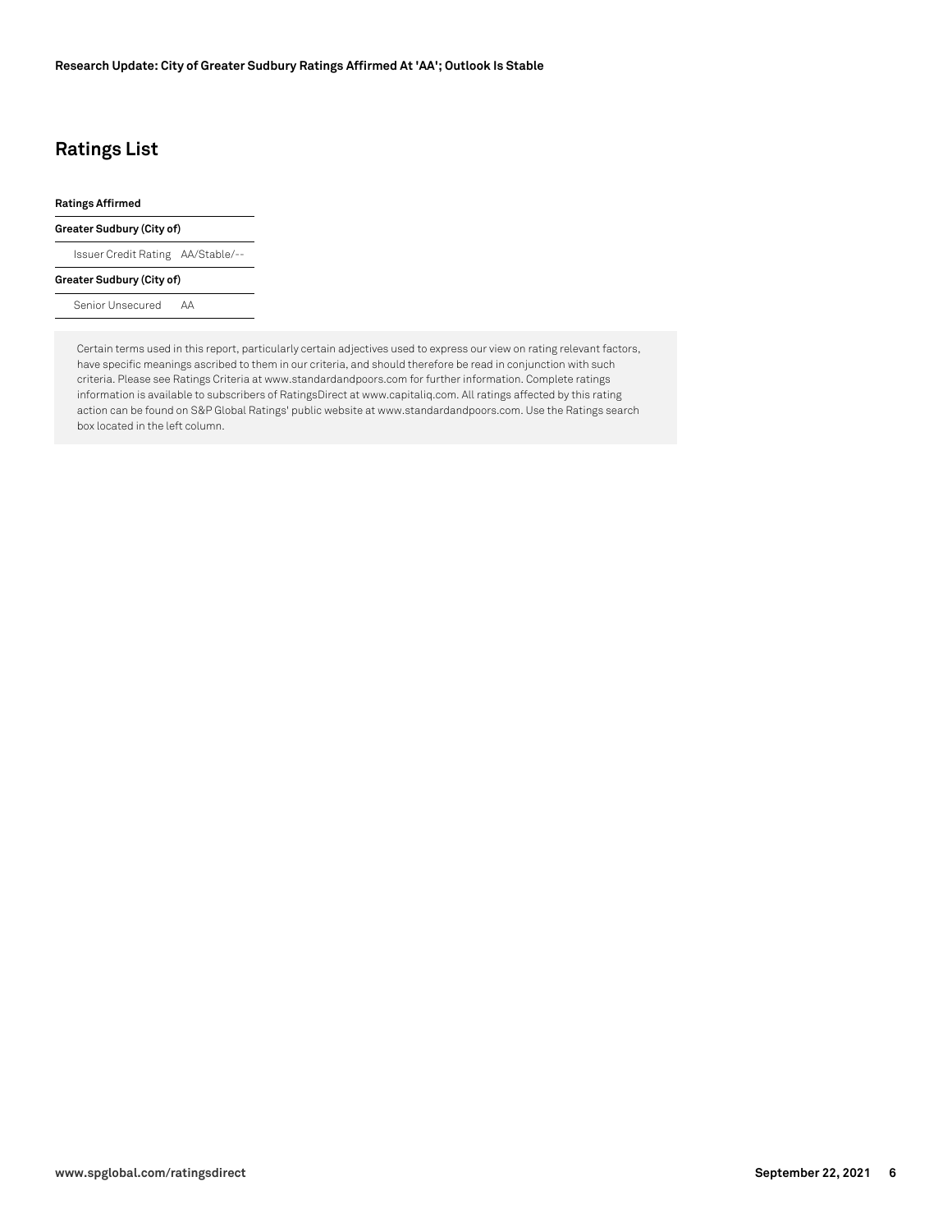## Ratings List

| Ratings Affirmed | |
|---|---|
| **Greater Sudbury (City of)** | |
| Issuer Credit Rating | AA/Stable/-- |
| **Greater Sudbury (City of)** | |
| Senior Unsecured | AA |

Certain terms used in this report, particularly certain adjectives used to express our view on rating relevant factors, have specific meanings ascribed to them in our criteria, and should therefore be read in conjunction with such criteria. Please see Ratings Criteria at www.standardandpoors.com for further information. Complete ratings information is available to subscribers of RatingsDirect at www.capitaliq.com. All ratings affected by this rating action can be found on S&P Global Ratings' public website at www.standardandpoors.com. Use the Ratings search box located in the left column.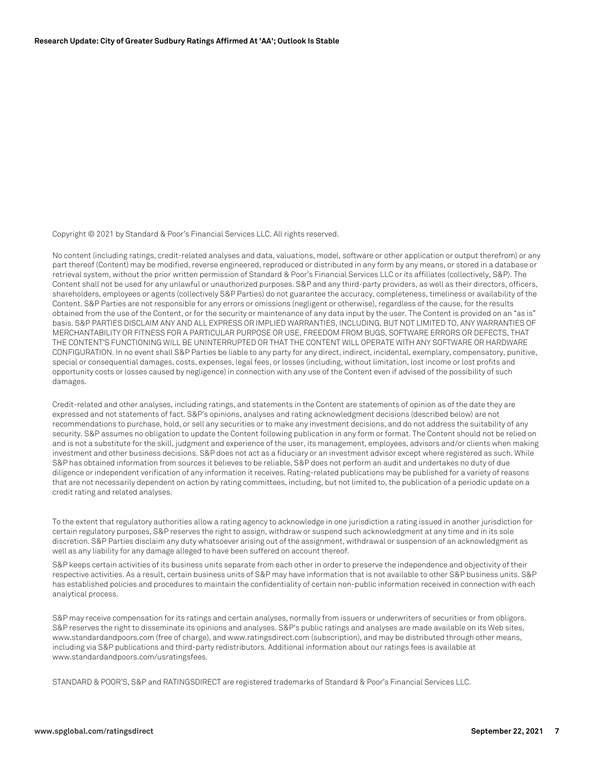Copyright © 2021 by Standard & Poor's Financial Services LLC. All rights reserved.

No content (including ratings, credit-related analyses and data, valuations, model, software or other application or output therefrom) or any part thereof (Content) may be modified, reverse engineered, reproduced or distributed in any form by any means, or stored in a database or retrieval system, without the prior written permission of Standard & Poor's Financial Services LLC or its affiliates (collectively, S&P). The Content shall not be used for any unlawful or unauthorized purposes. S&P and any third-party providers, as well as their directors, officers, shareholders, employees or agents (collectively S&P Parties) do not guarantee the accuracy, completeness, timeliness or availability of the Content. S&P Parties are not responsible for any errors or omissions (negligent or otherwise), regardless of the cause, for the results obtained from the use of the Content, or for the security or maintenance of any data input by the user. The Content is provided on an "as is" basis. S&P PARTIES DISCLAIM ANY AND ALL EXPRESS OR IMPLIED WARRANTIES, INCLUDING, BUT NOT LIMITED TO, ANY WARRANTIES OF MERCHANTABILITY OR FITNESS FOR A PARTICULAR PURPOSE OR USE, FREEDOM FROM BUGS, SOFTWARE ERRORS OR DEFECTS, THAT THE CONTENT'S FUNCTIONING WILL BE UNINTERRUPTED OR THAT THE CONTENT WILL OPERATE WITH ANY SOFTWARE OR HARDWARE CONFIGURATION. In no event shall S&P Parties be liable to any party for any direct, indirect, incidental, exemplary, compensatory, punitive, special or consequential damages, costs, expenses, legal fees, or losses (including, without limitation, lost income or lost profits and opportunity costs or losses caused by negligence) in connection with any use of the Content even if advised of the possibility of such damages.

Credit-related and other analyses, including ratings, and statements in the Content are statements of opinion as of the date they are expressed and not statements of fact. S&P's opinions, analyses and rating acknowledgment decisions (described below) are not recommendations to purchase, hold, or sell any securities or to make any investment decisions, and do not address the suitability of any security. S&P assumes no obligation to update the Content following publication in any form or format. The Content should not be relied on and is not a substitute for the skill, judgment and experience of the user, its management, employees, advisors and/or clients when making investment and other business decisions. S&P does not act as a fiduciary or an investment advisor except where registered as such. While S&P has obtained information from sources it believes to be reliable, S&P does not perform an audit and undertakes no duty of due diligence or independent verification of any information it receives. Rating-related publications may be published for a variety of reasons that are not necessarily dependent on action by rating committees, including, but not limited to, the publication of a periodic update on a credit rating and related analyses.

To the extent that regulatory authorities allow a rating agency to acknowledge in one jurisdiction a rating issued in another jurisdiction for certain regulatory purposes, S&P reserves the right to assign, withdraw or suspend such acknowledgment at any time and in its sole discretion. S&P Parties disclaim any duty whatsoever arising out of the assignment, withdrawal or suspension of an acknowledgment as well as any liability for any damage alleged to have been suffered on account thereof.

S&P keeps certain activities of its business units separate from each other in order to preserve the independence and objectivity of their respective activities. As a result, certain business units of S&P may have information that is not available to other S&P business units. S&P has established policies and procedures to maintain the confidentiality of certain non-public information received in connection with each analytical process.

S&P may receive compensation for its ratings and certain analyses, normally from issuers or underwriters of securities or from obligors. S&P reserves the right to disseminate its opinions and analyses. S&P's public ratings and analyses are made available on its Web sites, www.standardandpoors.com (free of charge), and www.ratingsdirect.com (subscription), and may be distributed through other means, including via S&P publications and third-party redistributors. Additional information about our ratings fees is available at www.standardandpoors.com/usratingsfees.

STANDARD & POOR'S, S&P and RATINGSDIRECT are registered trademarks of Standard & Poor's Financial Services LLC.